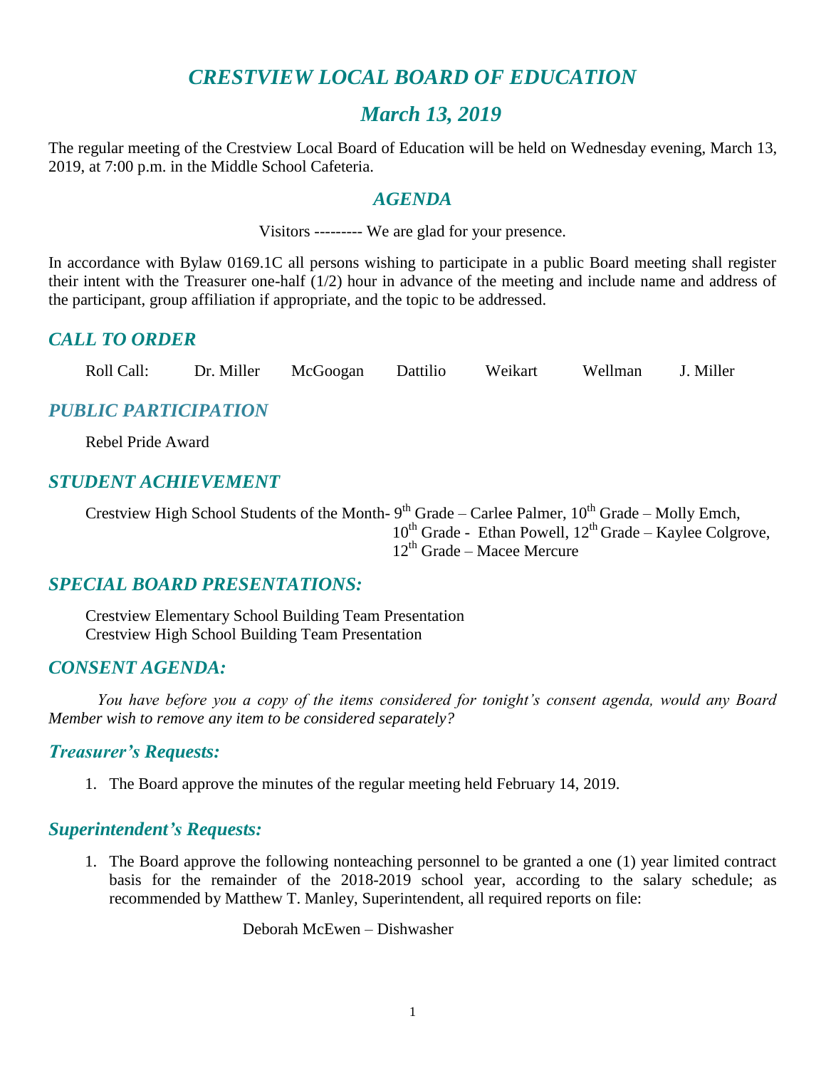# *CRESTVIEW LOCAL BOARD OF EDUCATION*

## *March 13, 2019*

The regular meeting of the Crestview Local Board of Education will be held on Wednesday evening, March 13, 2019, at 7:00 p.m. in the Middle School Cafeteria.

### *AGENDA*

Visitors --------- We are glad for your presence.

In accordance with Bylaw 0169.1C all persons wishing to participate in a public Board meeting shall register their intent with the Treasurer one-half (1/2) hour in advance of the meeting and include name and address of the participant, group affiliation if appropriate, and the topic to be addressed.

## *CALL TO ORDER*

Roll Call: Dr. Miller McGoogan Dattilio Weikart Wellman J. Miller

## *PUBLIC PARTICIPATION*

Rebel Pride Award

## *STUDENT ACHIEVEMENT*

Crestview High School Students of the Month- 9th Grade – Carlee Palmer, 10th Grade – Molly Emch, 10th Grade - Ethan Powell, 12th Grade – Kaylee Colgrove, 12th Grade – Macee Mercure

## *SPECIAL BOARD PRESENTATIONS:*

Crestview Elementary School Building Team Presentation
Crestview High School Building Team Presentation

## *CONSENT AGENDA:*

*You have before you a copy of the items considered for tonight's consent agenda, would any Board Member wish to remove any item to be considered separately?*

### *Treasurer's Requests:*

1. The Board approve the minutes of the regular meeting held February 14, 2019.

### *Superintendent's Requests:*

1. The Board approve the following nonteaching personnel to be granted a one (1) year limited contract basis for the remainder of the 2018-2019 school year, according to the salary schedule; as recommended by Matthew T. Manley, Superintendent, all required reports on file:

   Deborah McEwen – Dishwasher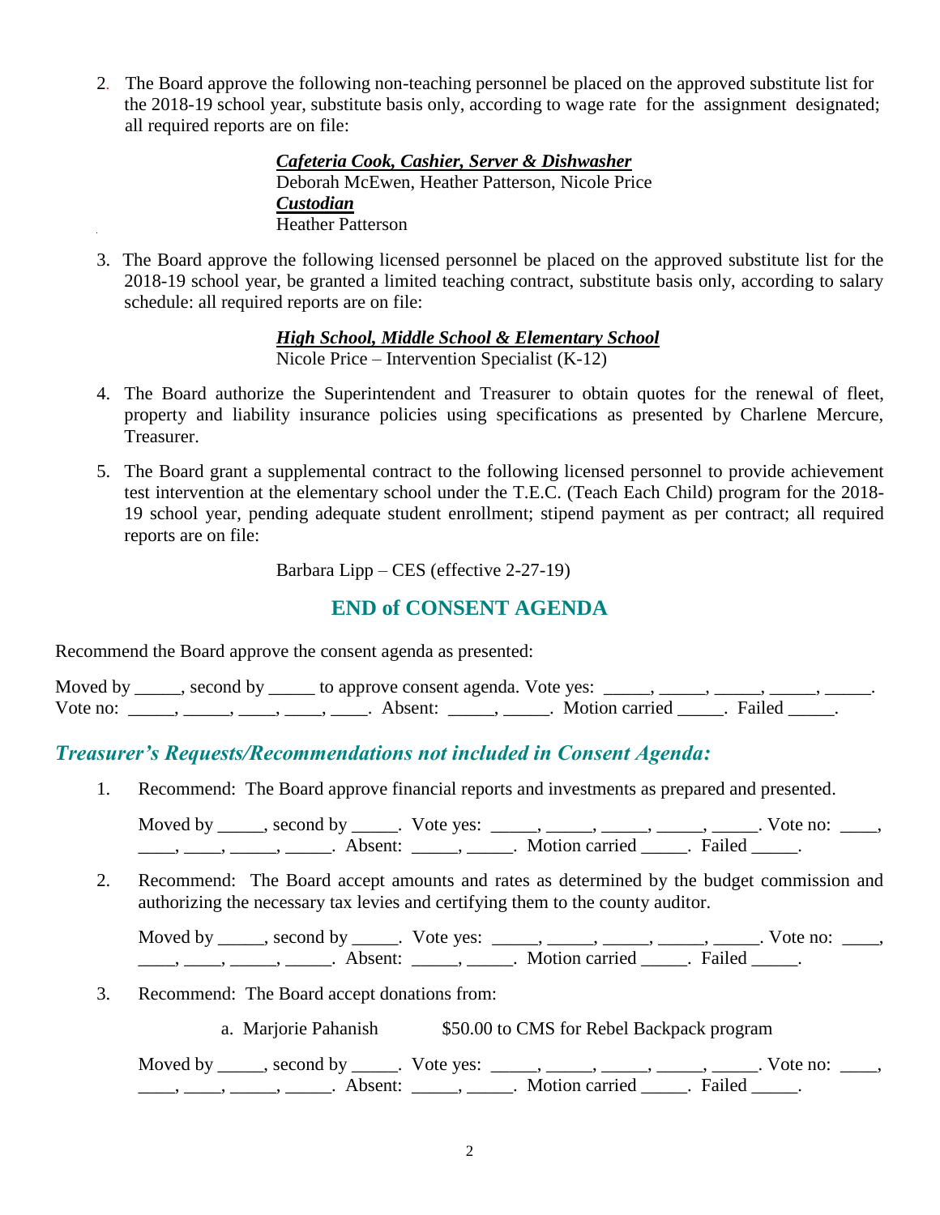2. The Board approve the following non-teaching personnel be placed on the approved substitute list for the 2018-19 school year, substitute basis only, according to wage rate for the assignment designated; all required reports are on file:

   ***Cafeteria Cook, Cashier, Server & Dishwasher***
   Deborah McEwen, Heather Patterson, Nicole Price
   ***Custodian***
   Heather Patterson

3. The Board approve the following licensed personnel be placed on the approved substitute list for the 2018-19 school year, be granted a limited teaching contract, substitute basis only, according to salary schedule: all required reports are on file:

   ***High School, Middle School & Elementary School***
   Nicole Price – Intervention Specialist (K-12)

4. The Board authorize the Superintendent and Treasurer to obtain quotes for the renewal of fleet, property and liability insurance policies using specifications as presented by Charlene Mercure, Treasurer.

5. The Board grant a supplemental contract to the following licensed personnel to provide achievement test intervention at the elementary school under the T.E.C. (Teach Each Child) program for the 2018-19 school year, pending adequate student enrollment; stipend payment as per contract; all required reports are on file:

   Barbara Lipp – CES (effective 2-27-19)

## END of CONSENT AGENDA

Recommend the Board approve the consent agenda as presented:

Moved by _____, second by _____ to approve consent agenda. Vote yes: _____, _____, _____, _____, _____. Vote no: _____, _____, ____, ____, ____. Absent: _____, _____. Motion carried _____. Failed _____.

### *Treasurer's Requests/Recommendations not included in Consent Agenda:*

1. Recommend: The Board approve financial reports and investments as prepared and presented.

   Moved by _____, second by _____. Vote yes: _____, _____, _____, _____, _____. Vote no: ____, ____, ____, _____, _____. Absent: _____, _____. Motion carried _____. Failed _____.

2. Recommend: The Board accept amounts and rates as determined by the budget commission and authorizing the necessary tax levies and certifying them to the county auditor.

   Moved by _____, second by _____. Vote yes: _____, _____, _____, _____, _____. Vote no: ____, ____, ____, _____, _____. Absent: _____, _____. Motion carried _____. Failed _____.

3. Recommend: The Board accept donations from:

   a. Marjorie Pahanish — $50.00 to CMS for Rebel Backpack program

   Moved by _____, second by _____. Vote yes: _____, _____, _____, _____, _____. Vote no: ____, ____, ____, _____, _____. Absent: _____, _____. Motion carried _____. Failed _____.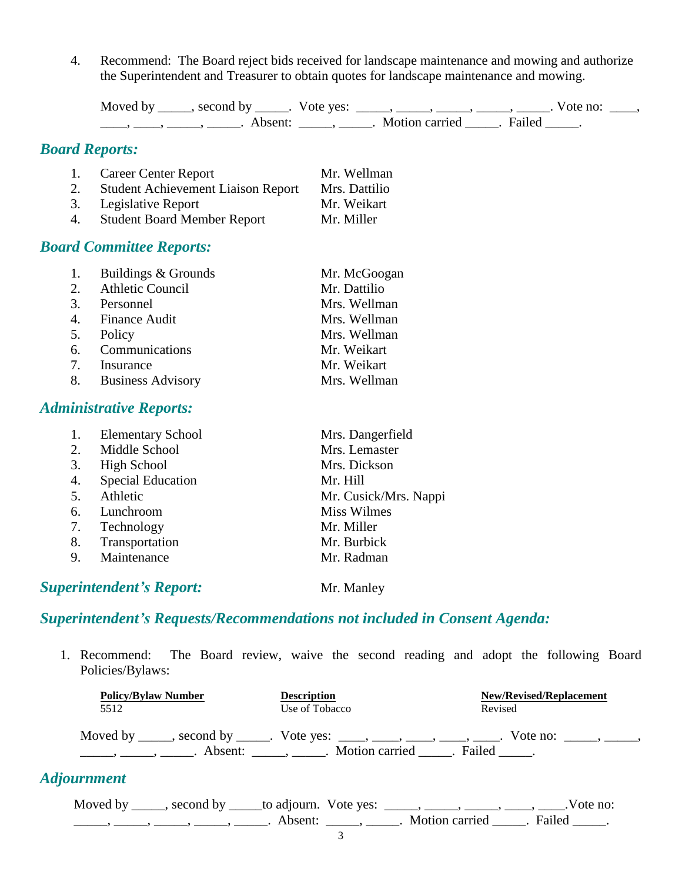4. Recommend: The Board reject bids received for landscape maintenance and mowing and authorize the Superintendent and Treasurer to obtain quotes for landscape maintenance and mowing.

   Moved by _____, second by _____. Vote yes: _____, _____, _____, _____, _____. Vote no: ____, ____, ____, _____, _____. Absent: _____, _____. Motion carried _____. Failed _____.

## *Board Reports:*

| | | |
|---|---|---|
| 1. | Career Center Report | Mr. Wellman |
| 2. | Student Achievement Liaison Report | Mrs. Dattilio |
| 3. | Legislative Report | Mr. Weikart |
| 4. | Student Board Member Report | Mr. Miller |

## *Board Committee Reports:*

| | | |
|---|---|---|
| 1. | Buildings & Grounds | Mr. McGoogan |
| 2. | Athletic Council | Mr. Dattilio |
| 3. | Personnel | Mrs. Wellman |
| 4. | Finance Audit | Mrs. Wellman |
| 5. | Policy | Mrs. Wellman |
| 6. | Communications | Mr. Weikart |
| 7. | Insurance | Mr. Weikart |
| 8. | Business Advisory | Mrs. Wellman |

## *Administrative Reports:*

| | | |
|---|---|---|
| 1. | Elementary School | Mrs. Dangerfield |
| 2. | Middle School | Mrs. Lemaster |
| 3. | High School | Mrs. Dickson |
| 4. | Special Education | Mr. Hill |
| 5. | Athletic | Mr. Cusick/Mrs. Nappi |
| 6. | Lunchroom | Miss Wilmes |
| 7. | Technology | Mr. Miller |
| 8. | Transportation | Mr. Burbick |
| 9. | Maintenance | Mr. Radman |

## *Superintendent's Report:* Mr. Manley

## *Superintendent's Requests/Recommendations not included in Consent Agenda:*

1. Recommend: The Board review, waive the second reading and adopt the following Board Policies/Bylaws:

   | Policy/Bylaw Number | Description | New/Revised/Replacement |
   |---|---|---|
   | 5512 | Use of Tobacco | Revised |

   Moved by _____, second by _____. Vote yes: ____, ____, ____, ____, ____. Vote no: _____, _____, _____, _____, _____. Absent: _____, _____. Motion carried _____. Failed _____.

## *Adjournment*

Moved by _____, second by _____to adjourn. Vote yes: _____, _____, _____, ____, ____.Vote no: _____, _____, _____, _____, _____. Absent: _____, _____. Motion carried _____. Failed _____.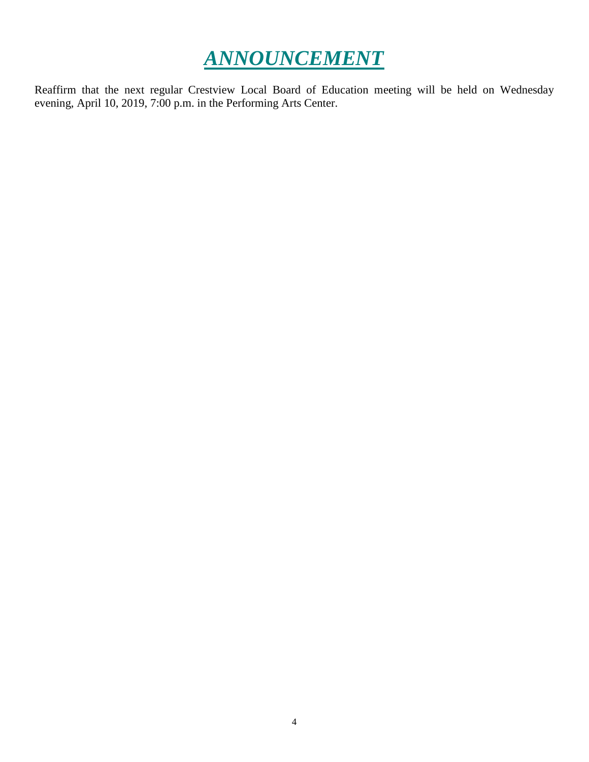# ***ANNOUNCEMENT***

Reaffirm that the next regular Crestview Local Board of Education meeting will be held on Wednesday evening, April 10, 2019, 7:00 p.m. in the Performing Arts Center.